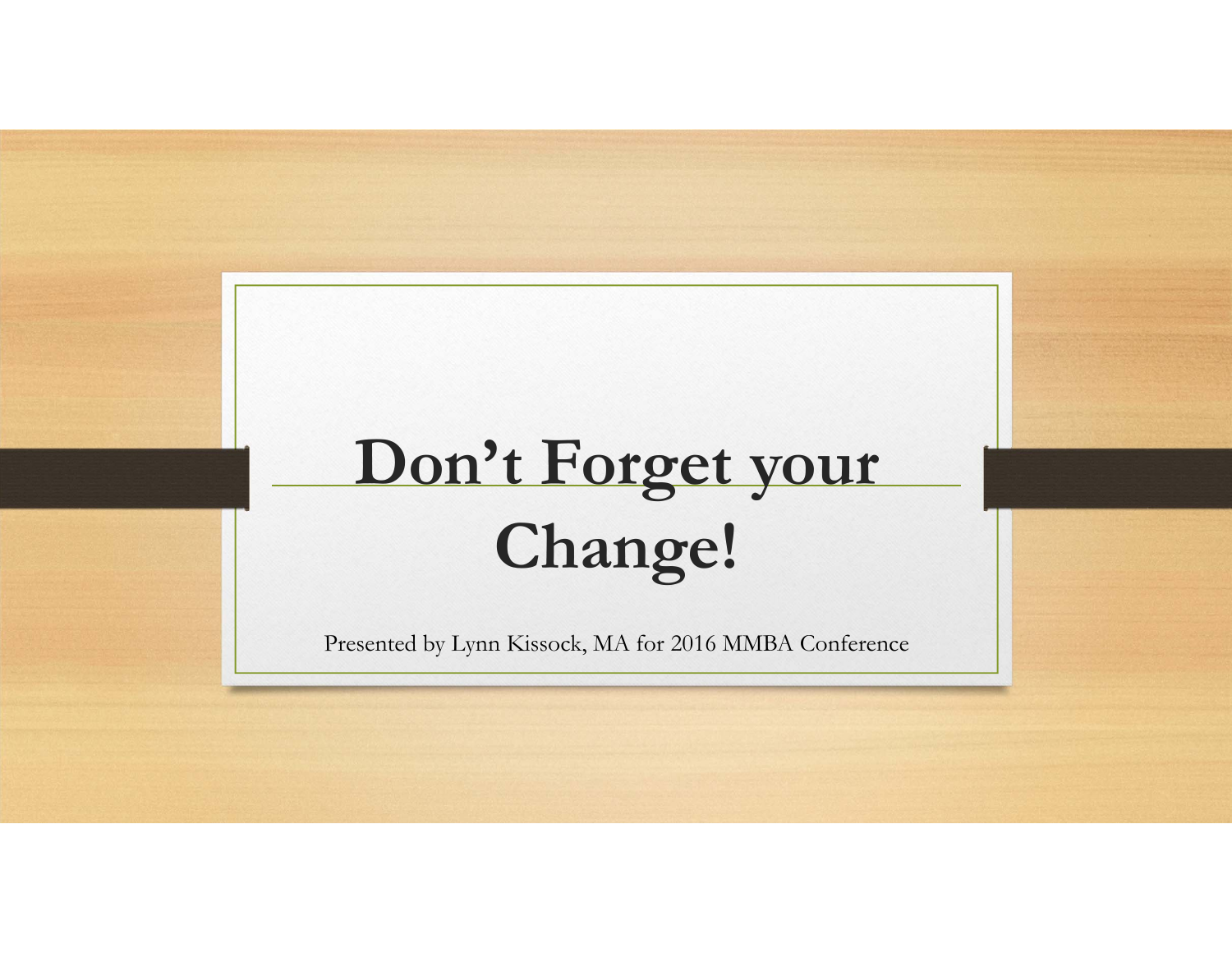# Don't Forget your Change!

Presented by Lynn Kissock, MA for 2016 MMBA Conference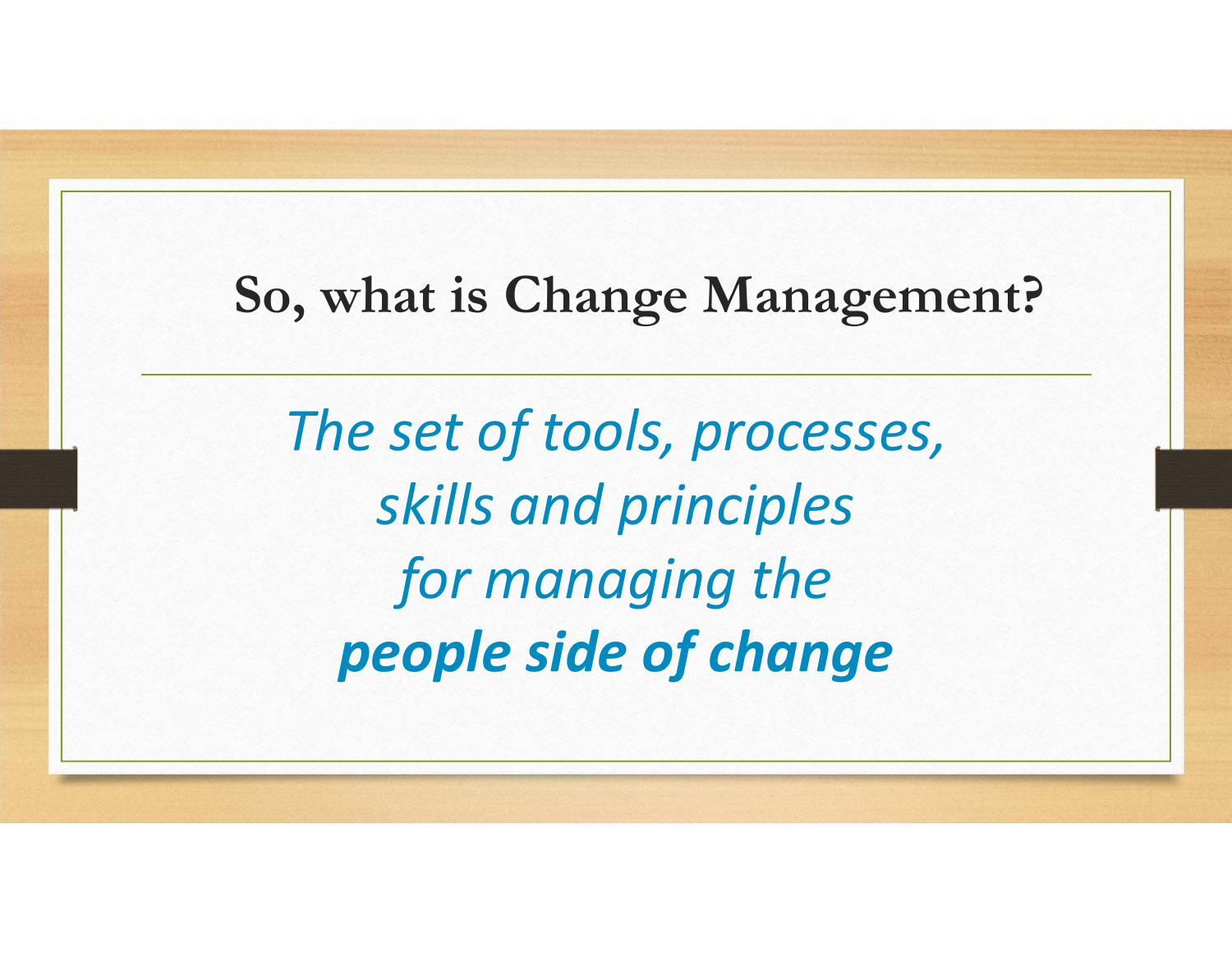# So, what is Change Management?

*The set of tools, processes, skills and principles for managing the* ***people side of change***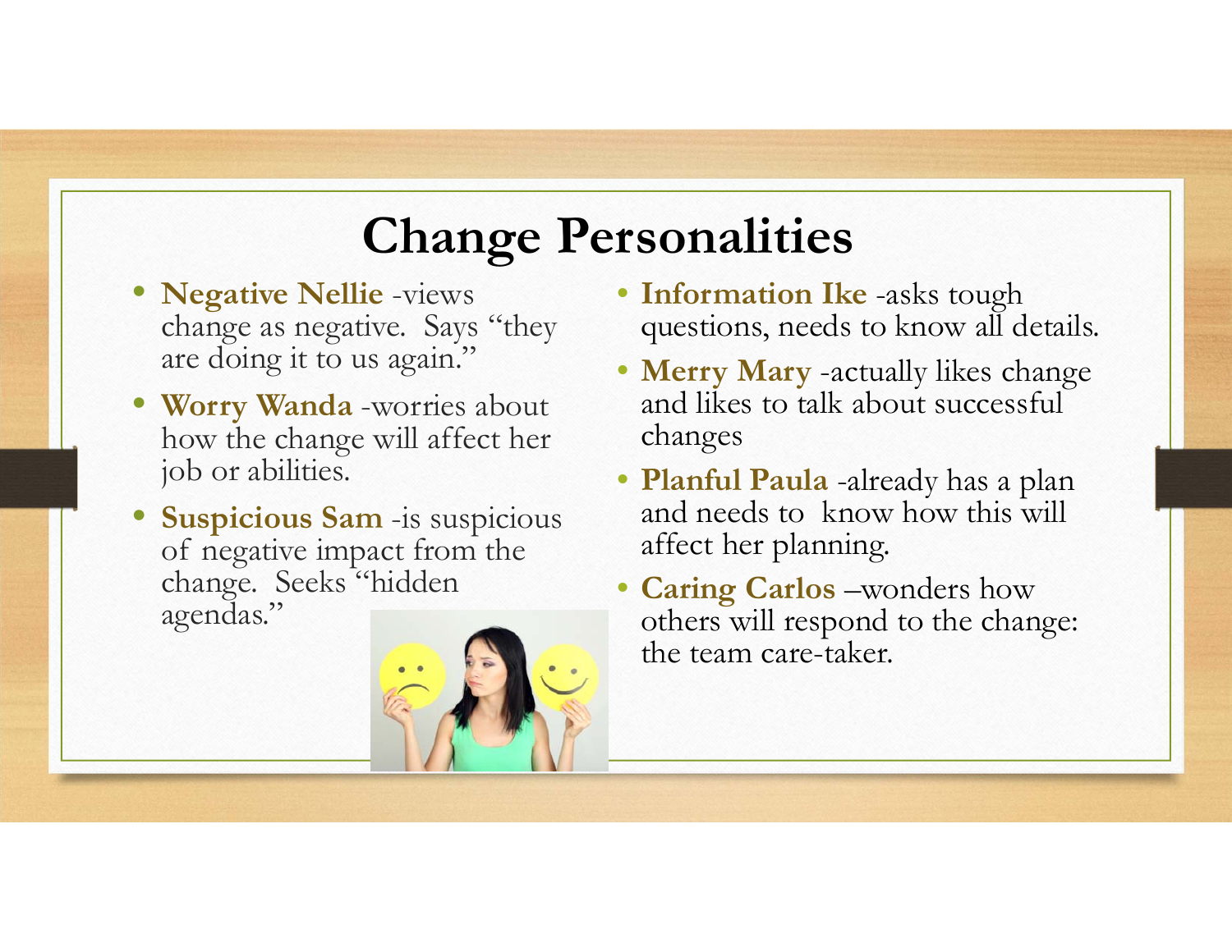# Change Personalities

- **Negative Nellie** -views change as negative. Says "they are doing it to us again."
- **Worry Wanda** -worries about how the change will affect her job or abilities.
- **Suspicious Sam** -is suspicious of negative impact from the change. Seeks "hidden agendas."
- **Information Ike** -asks tough questions, needs to know all details.
- **Merry Mary** -actually likes change and likes to talk about successful changes
- **Planful Paula** -already has a plan and needs to know how this will affect her planning.
- **Caring Carlos** –wonders how others will respond to the change: the team care-taker.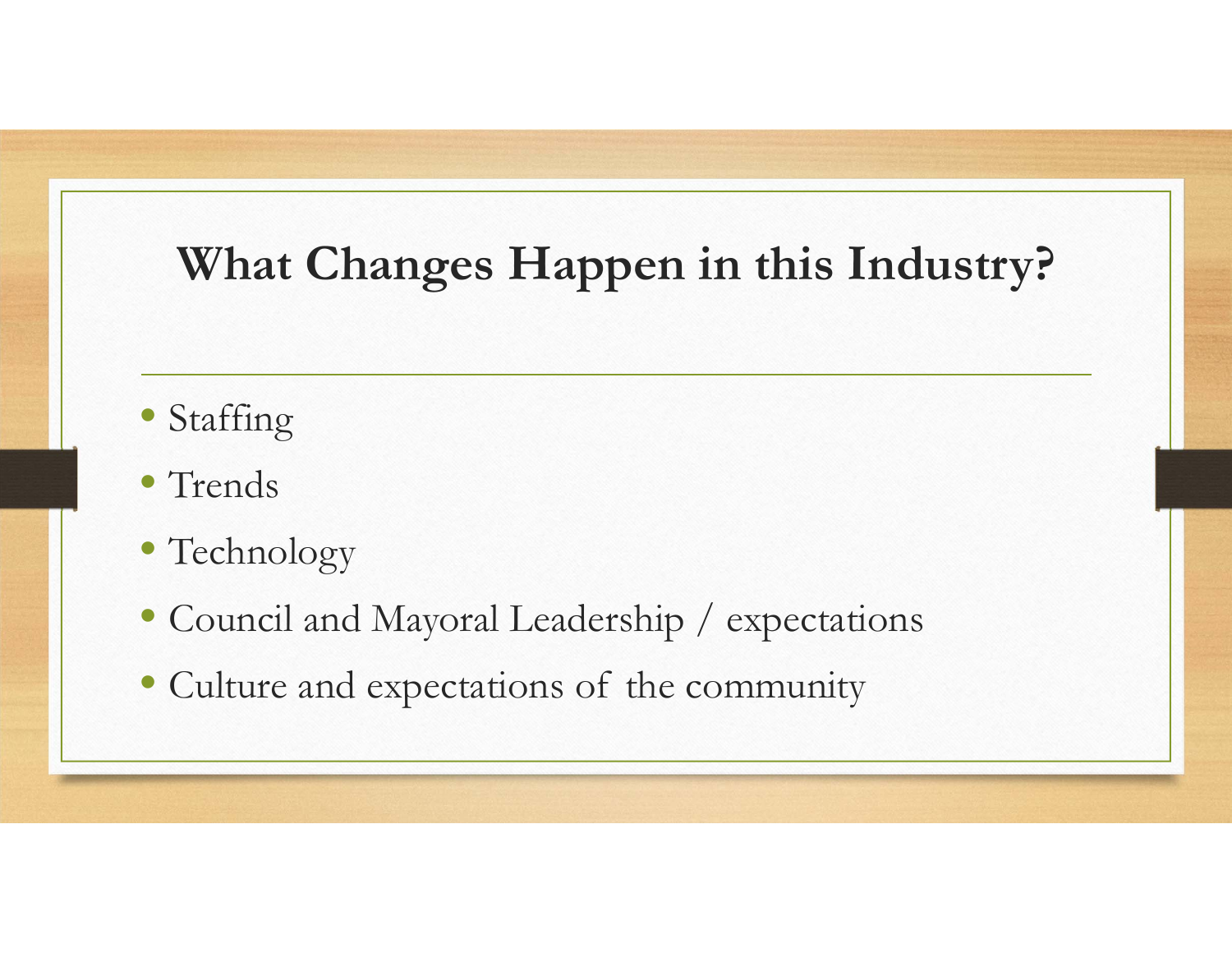# What Changes Happen in this Industry?

- Staffing
- Trends
- Technology
- Council and Mayoral Leadership / expectations
- Culture and expectations of the community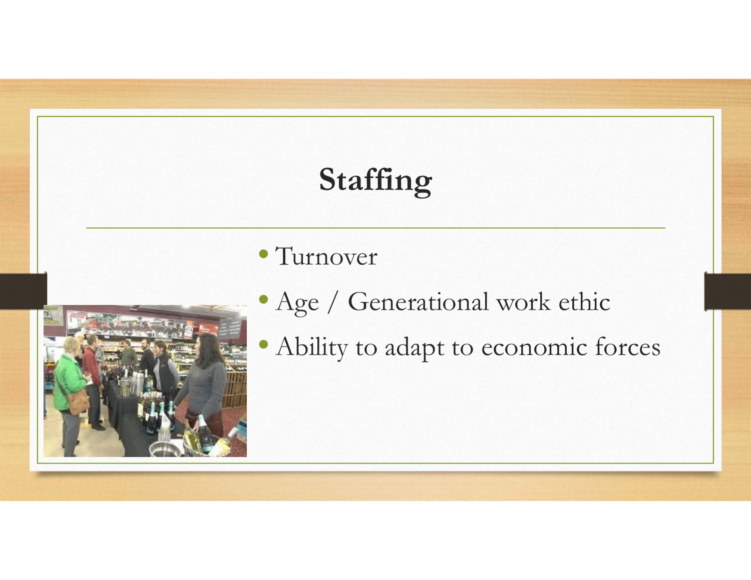# Staffing

- Turnover
- Age / Generational work ethic
- Ability to adapt to economic forces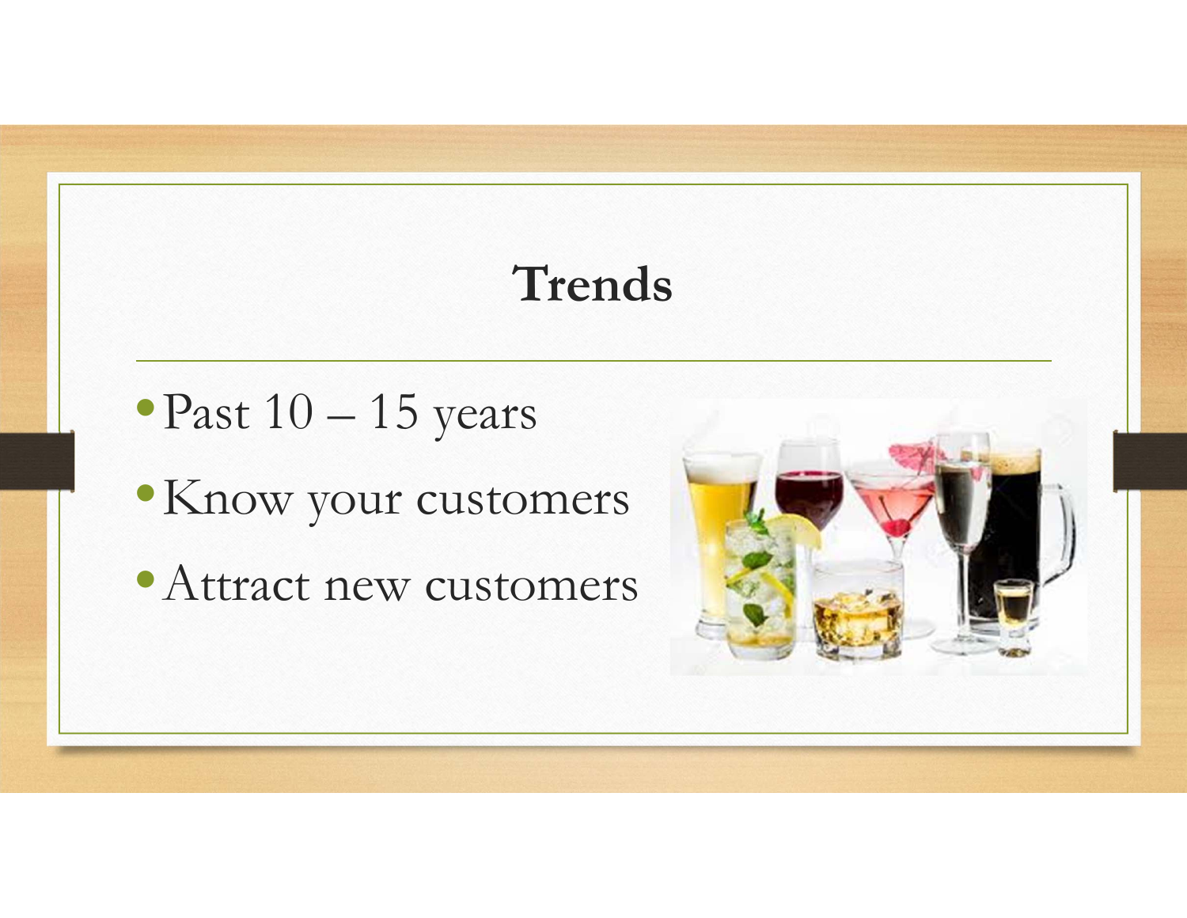# Trends

- Past 10 – 15 years
- Know your customers
- Attract new customers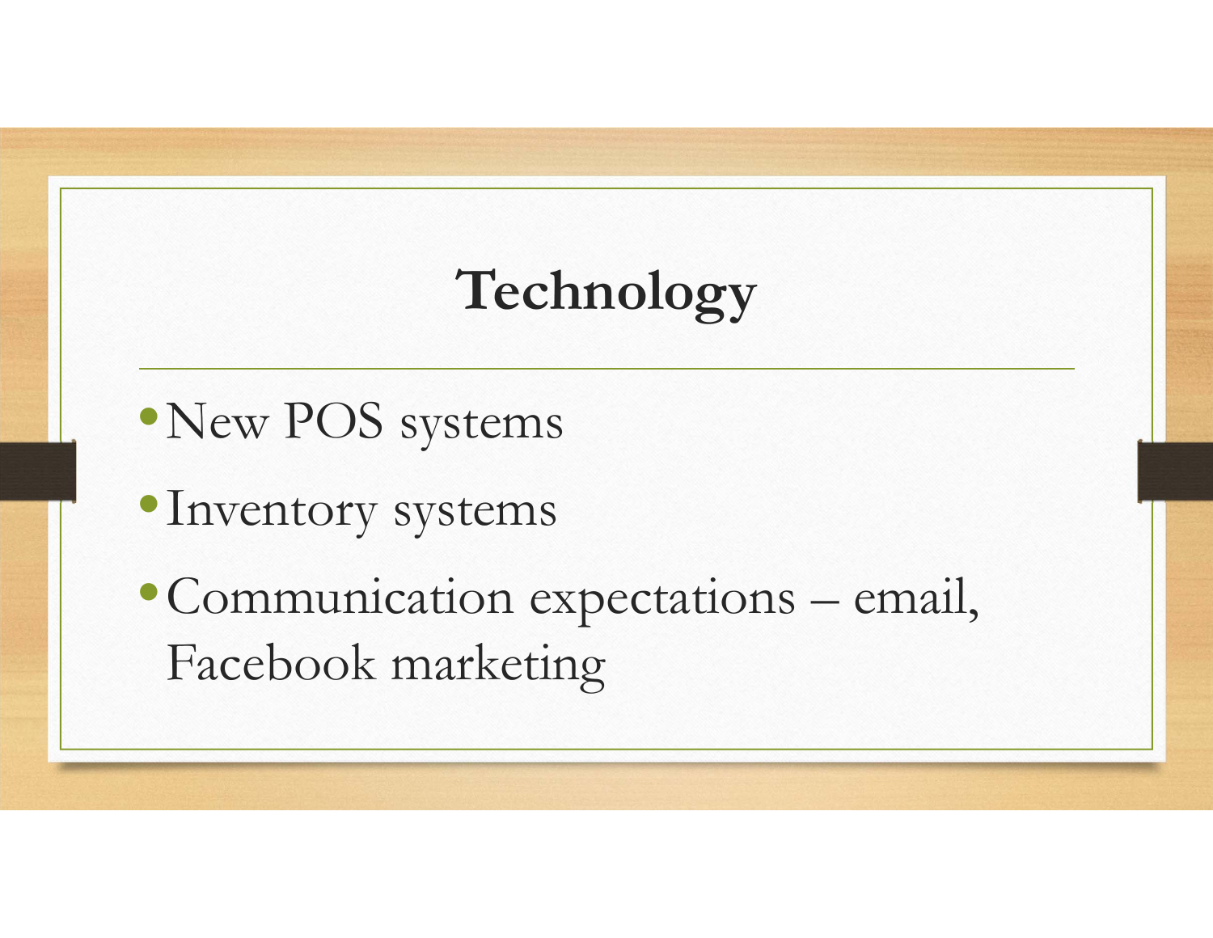# Technology

- New POS systems
- Inventory systems
- Communication expectations – email, Facebook marketing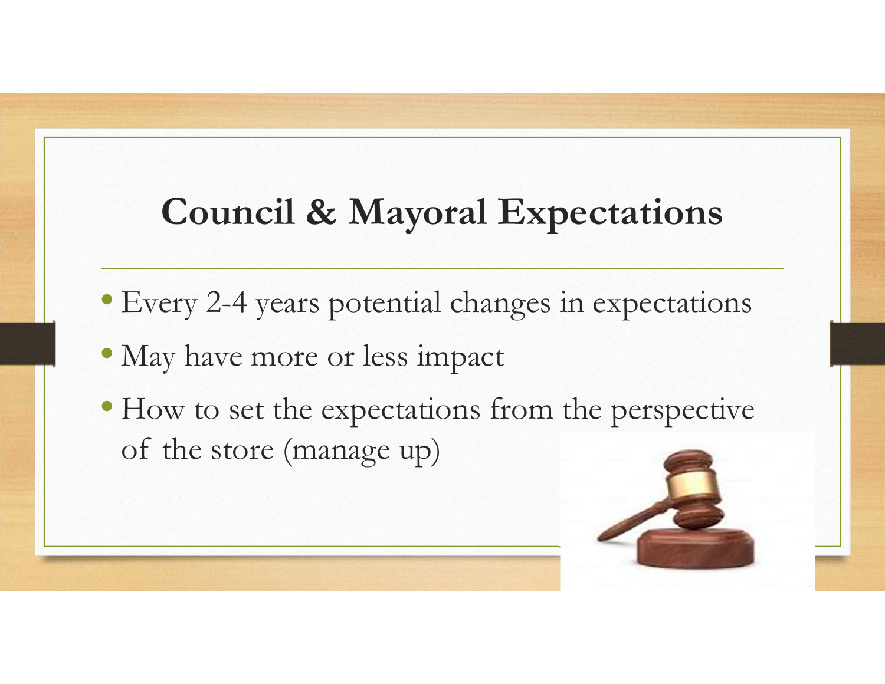# Council & Mayoral Expectations

- Every 2-4 years potential changes in expectations
- May have more or less impact
- How to set the expectations from the perspective of the store (manage up)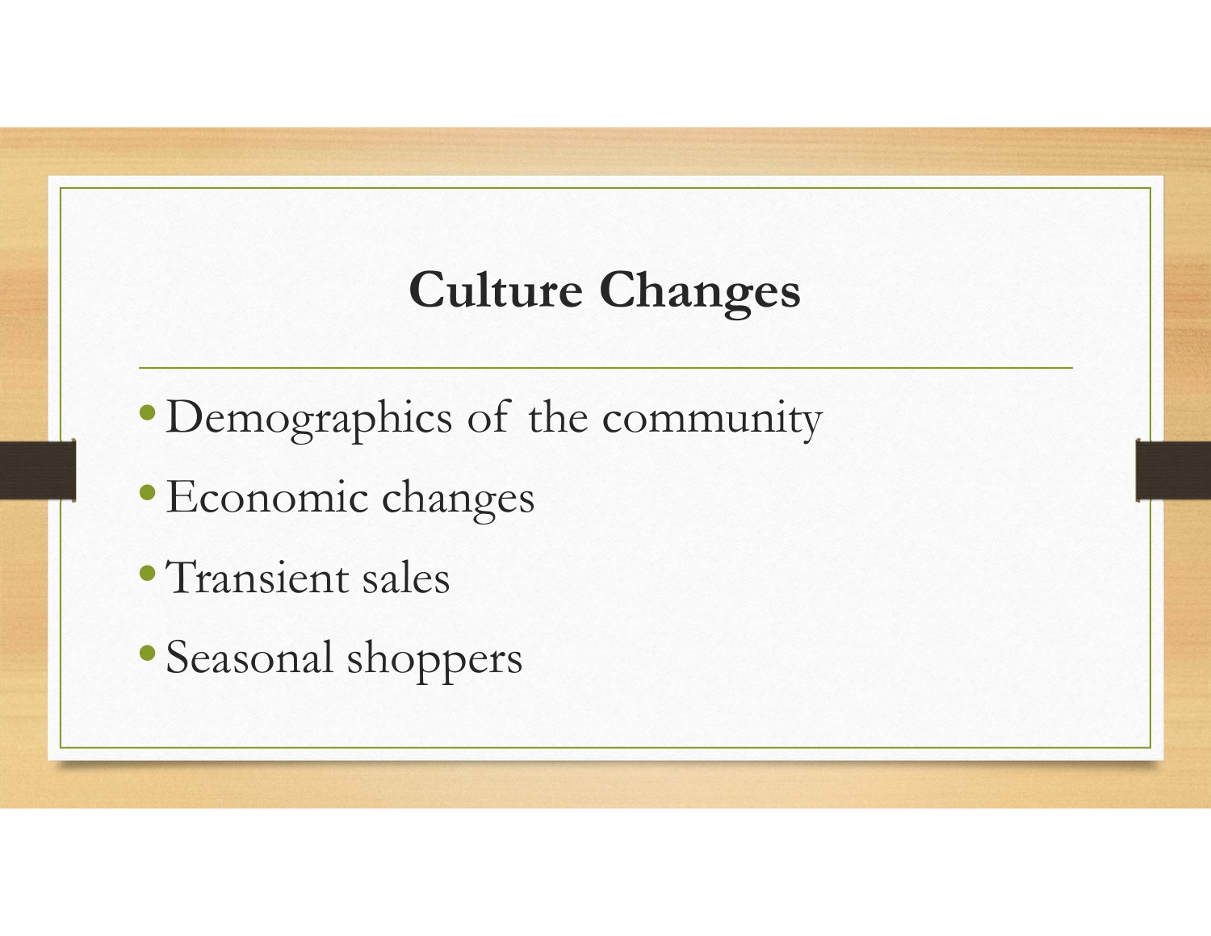# Culture Changes

- Demographics of the community
- Economic changes
- Transient sales
- Seasonal shoppers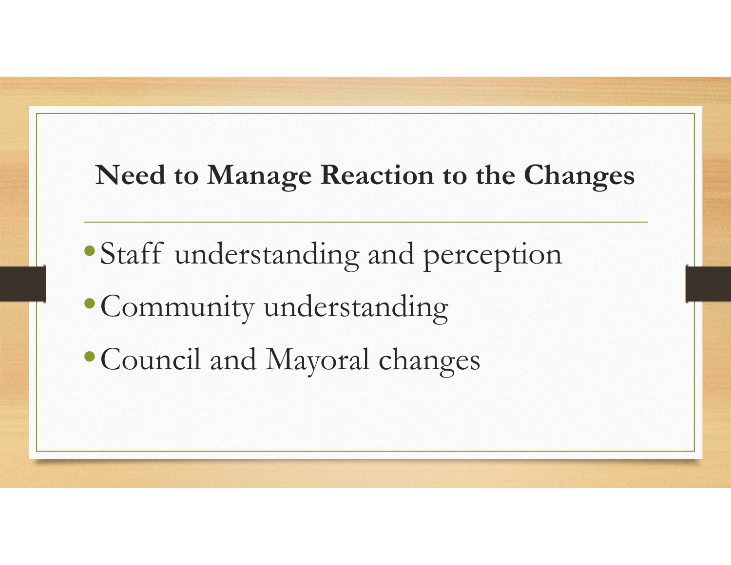# Need to Manage Reaction to the Changes

- Staff understanding and perception
- Community understanding
- Council and Mayoral changes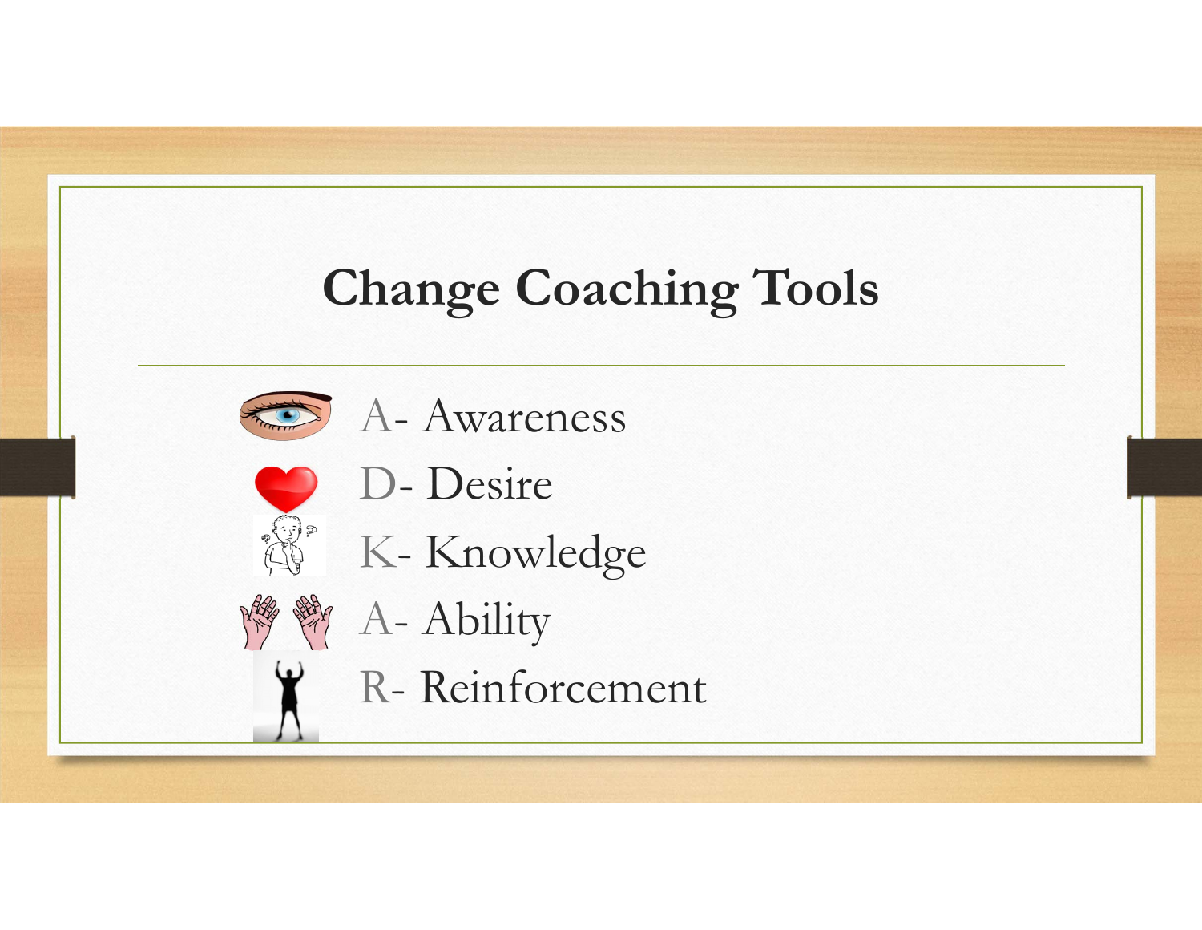# Change Coaching Tools

- A- Awareness
- D- Desire
- K- Knowledge
- A- Ability
- R- Reinforcement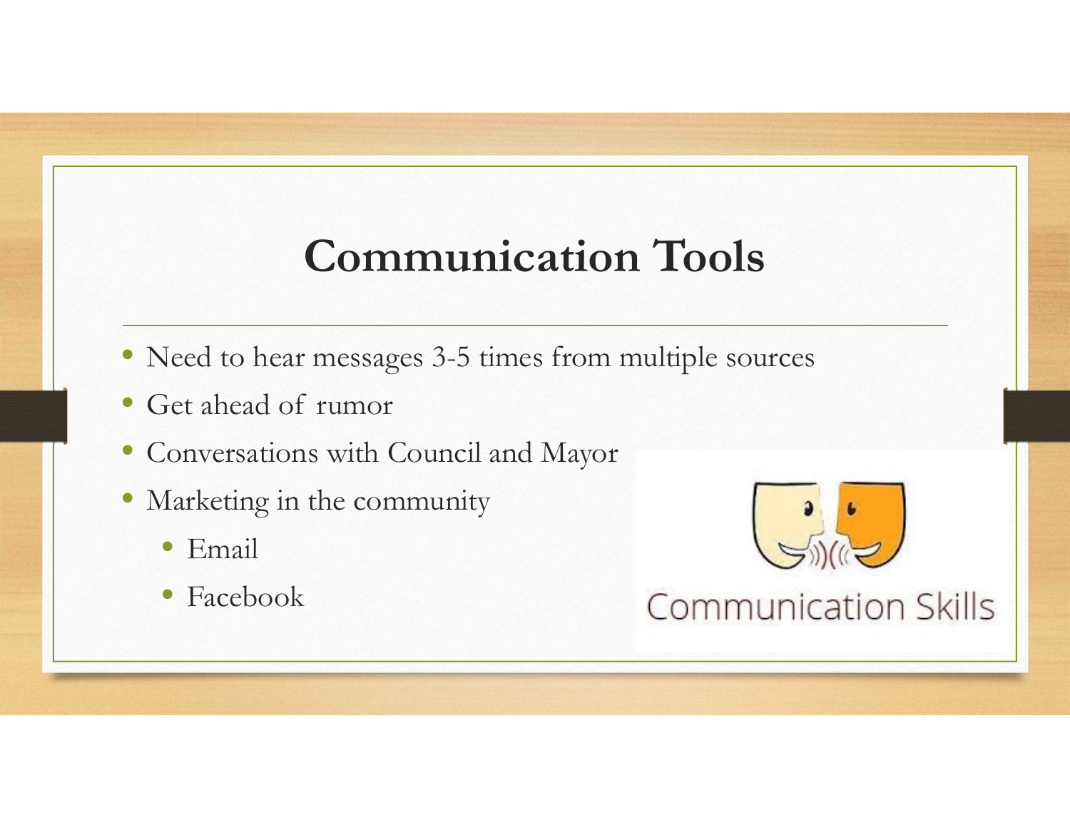# Communication Tools

- Need to hear messages 3-5 times from multiple sources
- Get ahead of rumor
- Conversations with Council and Mayor
- Marketing in the community
  - Email
  - Facebook

Communication Skills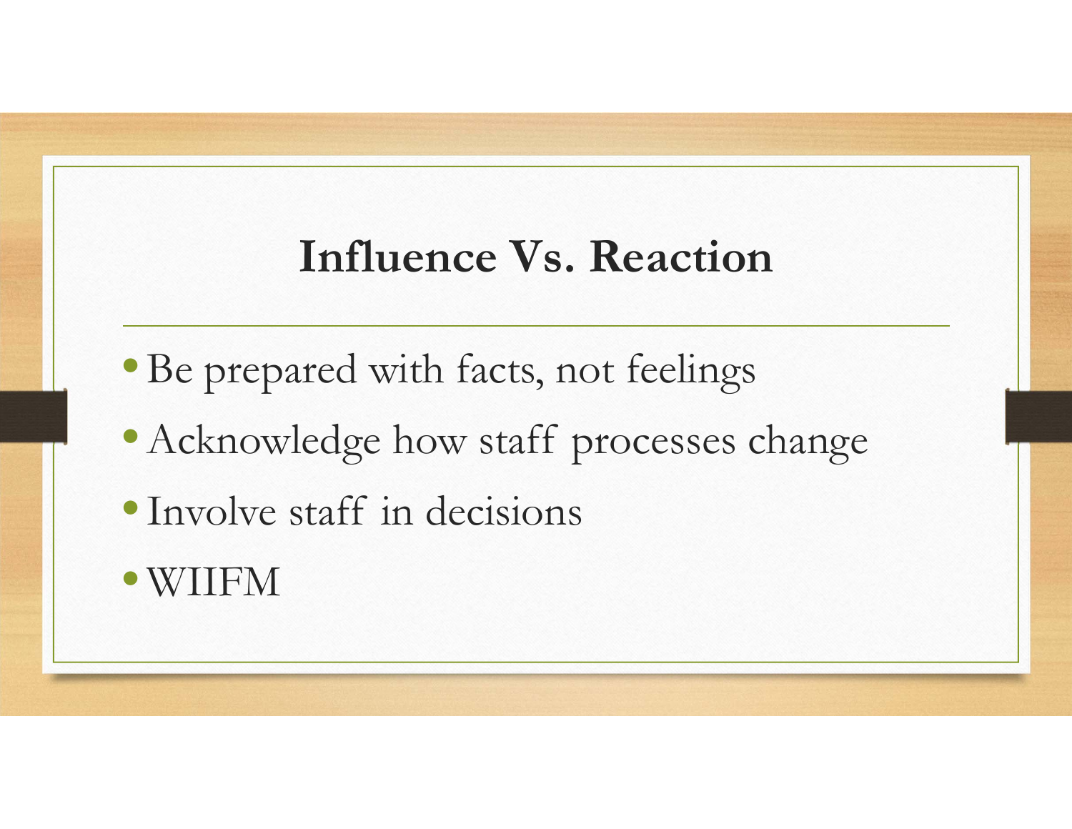# Influence Vs. Reaction

- Be prepared with facts, not feelings
- Acknowledge how staff processes change
- Involve staff in decisions
- WIIFM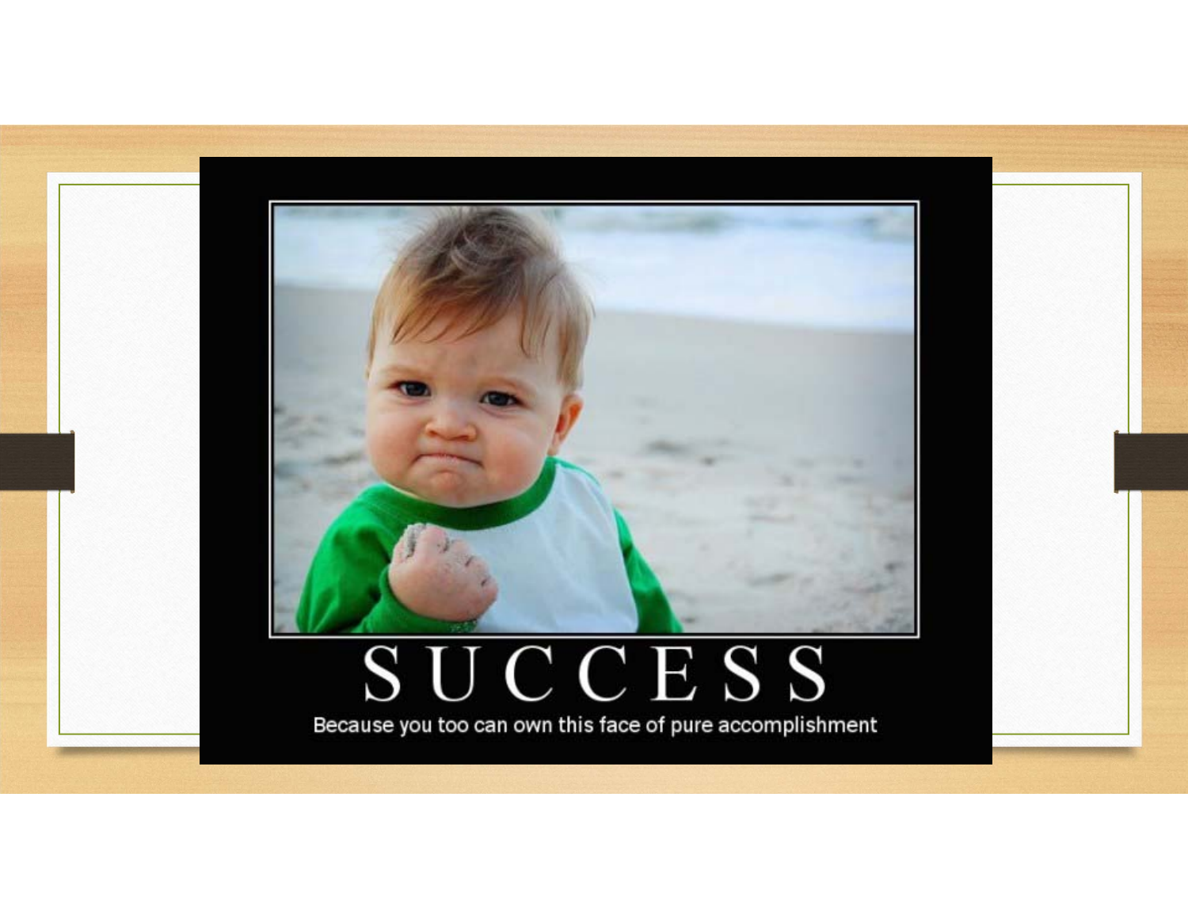SUCCESS

Because you too can own this face of pure accomplishment